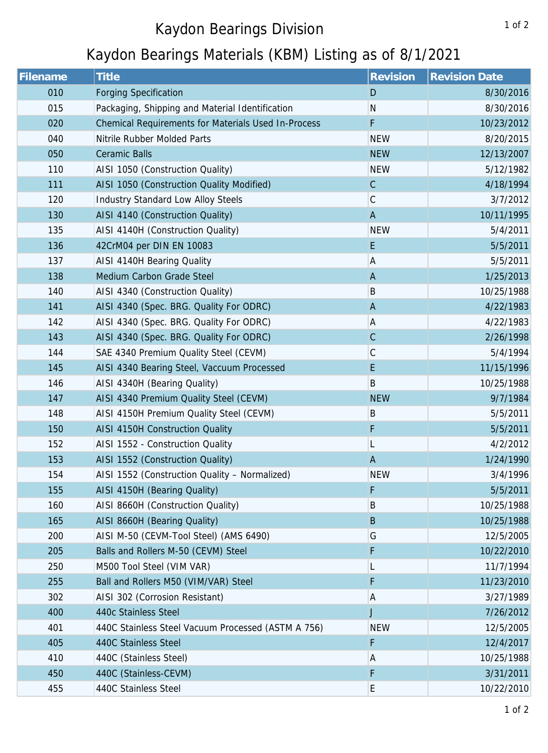# Kaydon Bearings Division

## Kaydon Bearings Materials (KBM) Listing as of 8/1/2021

| Filename | Title | Revision | Revision Date |
|---|---|---|---|
| 010 | Forging Specification | D | 8/30/2016 |
| 015 | Packaging, Shipping and Material Identification | N | 8/30/2016 |
| 020 | Chemical Requirements for Materials Used In-Process | F | 10/23/2012 |
| 040 | Nitrile Rubber Molded Parts | NEW | 8/20/2015 |
| 050 | Ceramic Balls | NEW | 12/13/2007 |
| 110 | AISI 1050 (Construction Quality) | NEW | 5/12/1982 |
| 111 | AISI 1050 (Construction Quality Modified) | C | 4/18/1994 |
| 120 | Industry Standard Low Alloy Steels | C | 3/7/2012 |
| 130 | AISI 4140 (Construction Quality) | A | 10/11/1995 |
| 135 | AISI 4140H (Construction Quality) | NEW | 5/4/2011 |
| 136 | 42CrM04 per DIN EN 10083 | E | 5/5/2011 |
| 137 | AISI 4140H Bearing Quality | A | 5/5/2011 |
| 138 | Medium Carbon Grade Steel | A | 1/25/2013 |
| 140 | AISI 4340 (Construction Quality) | B | 10/25/1988 |
| 141 | AISI 4340 (Spec. BRG. Quality For ODRC) | A | 4/22/1983 |
| 142 | AISI 4340 (Spec. BRG. Quality For ODRC) | A | 4/22/1983 |
| 143 | AISI 4340 (Spec. BRG. Quality For ODRC) | C | 2/26/1998 |
| 144 | SAE 4340 Premium Quality Steel (CEVM) | C | 5/4/1994 |
| 145 | AISI 4340 Bearing Steel, Vaccuum Processed | E | 11/15/1996 |
| 146 | AISI 4340H (Bearing Quality) | B | 10/25/1988 |
| 147 | AISI 4340 Premium Quality Steel (CEVM) | NEW | 9/7/1984 |
| 148 | AISI 4150H Premium Quality Steel (CEVM) | B | 5/5/2011 |
| 150 | AISI 4150H Construction Quality | F | 5/5/2011 |
| 152 | AISI 1552 - Construction Quality | L | 4/2/2012 |
| 153 | AISI 1552 (Construction Quality) | A | 1/24/1990 |
| 154 | AISI 1552 (Construction Quality – Normalized) | NEW | 3/4/1996 |
| 155 | AISI 4150H (Bearing Quality) | F | 5/5/2011 |
| 160 | AISI 8660H (Construction Quality) | B | 10/25/1988 |
| 165 | AISI 8660H (Bearing Quality) | B | 10/25/1988 |
| 200 | AISI M-50 (CEVM-Tool Steel) (AMS 6490) | G | 12/5/2005 |
| 205 | Balls and Rollers M-50 (CEVM) Steel | F | 10/22/2010 |
| 250 | M500 Tool Steel (VIM VAR) | L | 11/7/1994 |
| 255 | Ball and Rollers M50 (VIM/VAR) Steel | F | 11/23/2010 |
| 302 | AISI 302 (Corrosion Resistant) | A | 3/27/1989 |
| 400 | 440c Stainless Steel | J | 7/26/2012 |
| 401 | 440C Stainless Steel Vacuum Processed (ASTM A 756) | NEW | 12/5/2005 |
| 405 | 440C Stainless Steel | F | 12/4/2017 |
| 410 | 440C (Stainless Steel) | A | 10/25/1988 |
| 450 | 440C (Stainless-CEVM) | F | 3/31/2011 |
| 455 | 440C Stainless Steel | E | 10/22/2010 |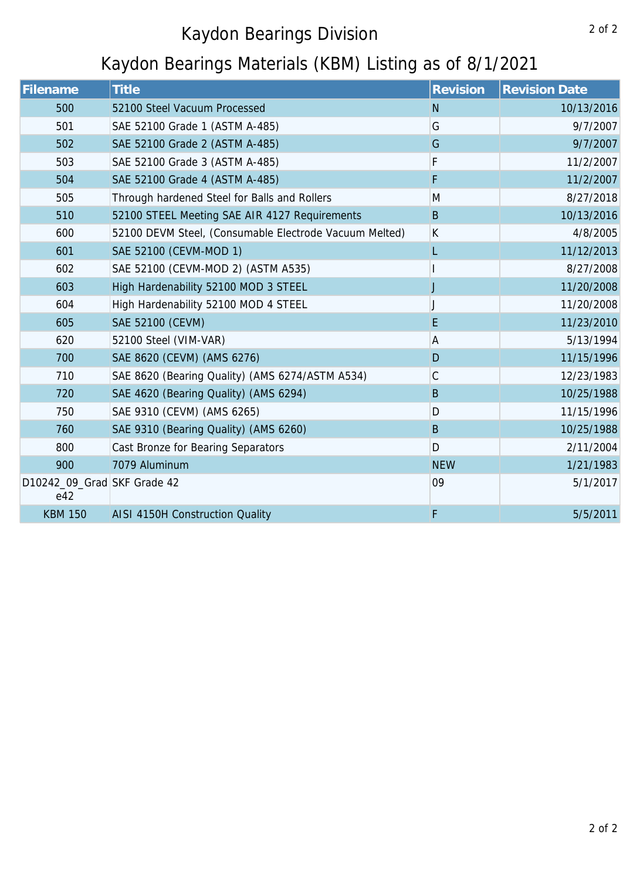# Kaydon Bearings Division

## Kaydon Bearings Materials (KBM) Listing as of 8/1/2021

| Filename | Title | Revision | Revision Date |
| --- | --- | --- | --- |
| 500 | 52100 Steel Vacuum Processed | N | 10/13/2016 |
| 501 | SAE 52100 Grade 1 (ASTM A-485) | G | 9/7/2007 |
| 502 | SAE 52100 Grade 2 (ASTM A-485) | G | 9/7/2007 |
| 503 | SAE 52100 Grade 3 (ASTM A-485) | F | 11/2/2007 |
| 504 | SAE 52100 Grade 4 (ASTM A-485) | F | 11/2/2007 |
| 505 | Through hardened Steel for Balls and Rollers | M | 8/27/2018 |
| 510 | 52100 STEEL Meeting SAE AIR 4127 Requirements | B | 10/13/2016 |
| 600 | 52100 DEVM Steel, (Consumable Electrode Vacuum Melted) | K | 4/8/2005 |
| 601 | SAE 52100 (CEVM-MOD 1) | L | 11/12/2013 |
| 602 | SAE 52100 (CEVM-MOD 2) (ASTM A535) | I | 8/27/2008 |
| 603 | High Hardenability 52100 MOD 3 STEEL | J | 11/20/2008 |
| 604 | High Hardenability 52100 MOD 4 STEEL | J | 11/20/2008 |
| 605 | SAE 52100 (CEVM) | E | 11/23/2010 |
| 620 | 52100 Steel (VIM-VAR) | A | 5/13/1994 |
| 700 | SAE 8620 (CEVM) (AMS 6276) | D | 11/15/1996 |
| 710 | SAE 8620 (Bearing Quality) (AMS 6274/ASTM A534) | C | 12/23/1983 |
| 720 | SAE 4620 (Bearing Quality) (AMS 6294) | B | 10/25/1988 |
| 750 | SAE 9310 (CEVM) (AMS 6265) | D | 11/15/1996 |
| 760 | SAE 9310 (Bearing Quality) (AMS 6260) | B | 10/25/1988 |
| 800 | Cast Bronze for Bearing Separators | D | 2/11/2004 |
| 900 | 7079 Aluminum | NEW | 1/21/1983 |
| D10242_09_Grade42 | SKF Grade 42 | 09 | 5/1/2017 |
| KBM 150 | AISI 4150H Construction Quality | F | 5/5/2011 |